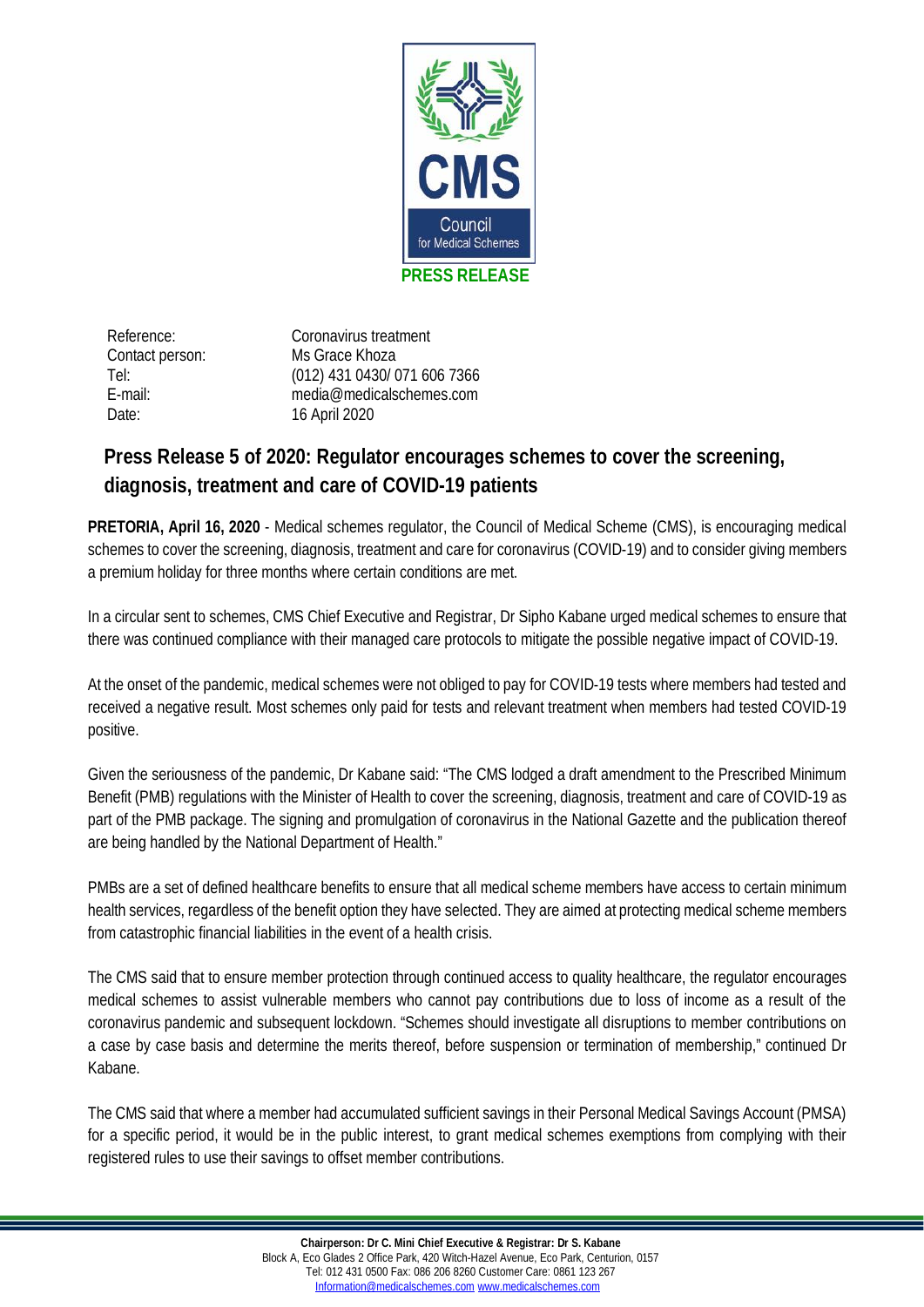**PRESS RELEASE**

| | |
|---|---|
| Reference: | Coronavirus treatment |
| Contact person: | Ms Grace Khoza |
| Tel: | (012) 431 0430/ 071 606 7366 |
| E-mail: | media@medicalschemes.com |
| Date: | 16 April 2020 |

# Press Release 5 of 2020: Regulator encourages schemes to cover the screening, diagnosis, treatment and care of COVID-19 patients

**PRETORIA, April 16, 2020** - Medical schemes regulator, the Council of Medical Scheme (CMS), is encouraging medical schemes to cover the screening, diagnosis, treatment and care for coronavirus (COVID-19) and to consider giving members a premium holiday for three months where certain conditions are met.

In a circular sent to schemes, CMS Chief Executive and Registrar, Dr Sipho Kabane urged medical schemes to ensure that there was continued compliance with their managed care protocols to mitigate the possible negative impact of COVID-19.

At the onset of the pandemic, medical schemes were not obliged to pay for COVID-19 tests where members had tested and received a negative result. Most schemes only paid for tests and relevant treatment when members had tested COVID-19 positive.

Given the seriousness of the pandemic, Dr Kabane said: "The CMS lodged a draft amendment to the Prescribed Minimum Benefit (PMB) regulations with the Minister of Health to cover the screening, diagnosis, treatment and care of COVID-19 as part of the PMB package. The signing and promulgation of coronavirus in the National Gazette and the publication thereof are being handled by the National Department of Health."

PMBs are a set of defined healthcare benefits to ensure that all medical scheme members have access to certain minimum health services, regardless of the benefit option they have selected. They are aimed at protecting medical scheme members from catastrophic financial liabilities in the event of a health crisis.

The CMS said that to ensure member protection through continued access to quality healthcare, the regulator encourages medical schemes to assist vulnerable members who cannot pay contributions due to loss of income as a result of the coronavirus pandemic and subsequent lockdown. "Schemes should investigate all disruptions to member contributions on a case by case basis and determine the merits thereof, before suspension or termination of membership," continued Dr Kabane.

The CMS said that where a member had accumulated sufficient savings in their Personal Medical Savings Account (PMSA) for a specific period, it would be in the public interest, to grant medical schemes exemptions from complying with their registered rules to use their savings to offset member contributions.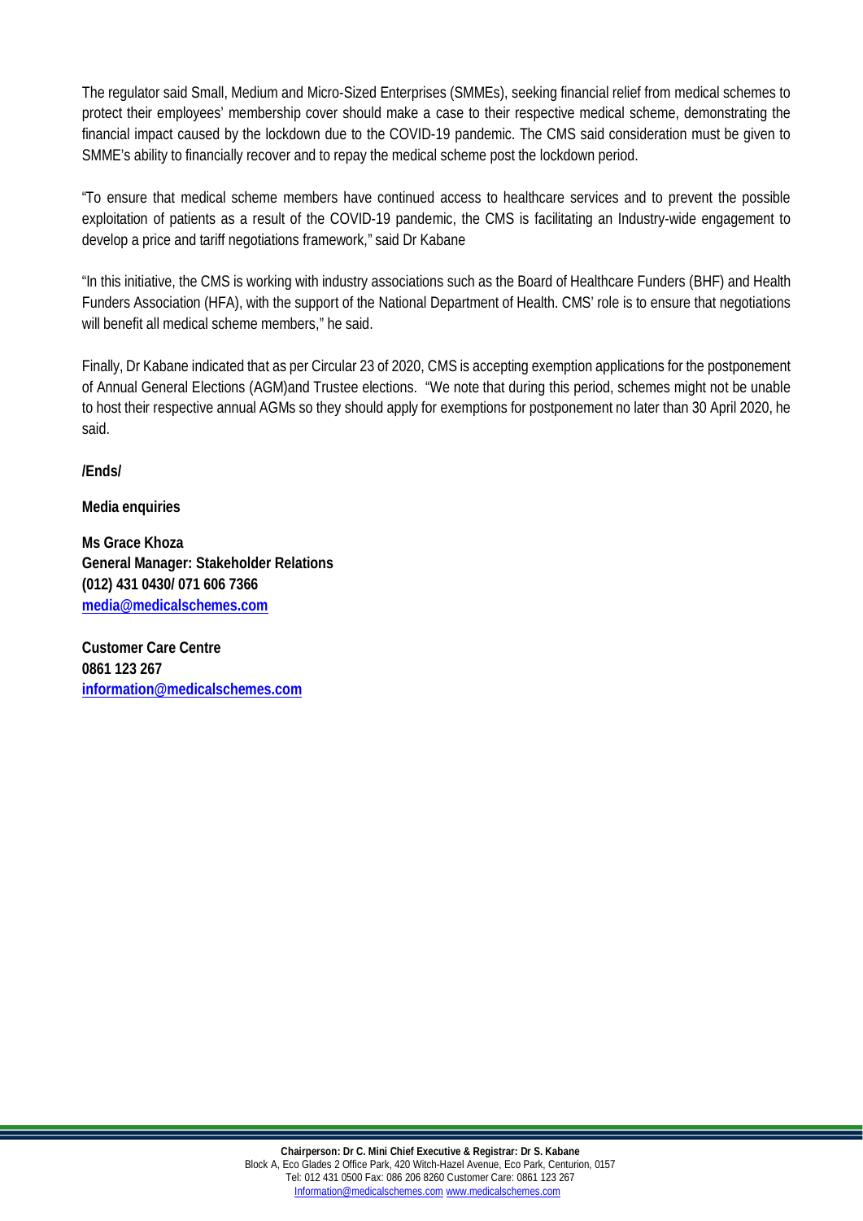The regulator said Small, Medium and Micro-Sized Enterprises (SMMEs), seeking financial relief from medical schemes to protect their employees' membership cover should make a case to their respective medical scheme, demonstrating the financial impact caused by the lockdown due to the COVID-19 pandemic. The CMS said consideration must be given to SMME's ability to financially recover and to repay the medical scheme post the lockdown period.

"To ensure that medical scheme members have continued access to healthcare services and to prevent the possible exploitation of patients as a result of the COVID-19 pandemic, the CMS is facilitating an Industry-wide engagement to develop a price and tariff negotiations framework," said Dr Kabane

"In this initiative, the CMS is working with industry associations such as the Board of Healthcare Funders (BHF) and Health Funders Association (HFA), with the support of the National Department of Health. CMS' role is to ensure that negotiations will benefit all medical scheme members," he said.

Finally, Dr Kabane indicated that as per Circular 23 of 2020, CMS is accepting exemption applications for the postponement of Annual General Elections (AGM)and Trustee elections. "We note that during this period, schemes might not be unable to host their respective annual AGMs so they should apply for exemptions for postponement no later than 30 April 2020, he said.

**/Ends/**

**Media enquiries**

**Ms Grace Khoza**
**General Manager: Stakeholder Relations**
**(012) 431 0430/ 071 606 7366**
**media@medicalschemes.com**

**Customer Care Centre**
**0861 123 267**
**information@medicalschemes.com**

**Chairperson: Dr C. Mini Chief Executive & Registrar: Dr S. Kabane**
Block A, Eco Glades 2 Office Park, 420 Witch-Hazel Avenue, Eco Park, Centurion, 0157
Tel: 012 431 0500 Fax: 086 206 8260 Customer Care: 0861 123 267
Information@medicalschemes.com www.medicalschemes.com